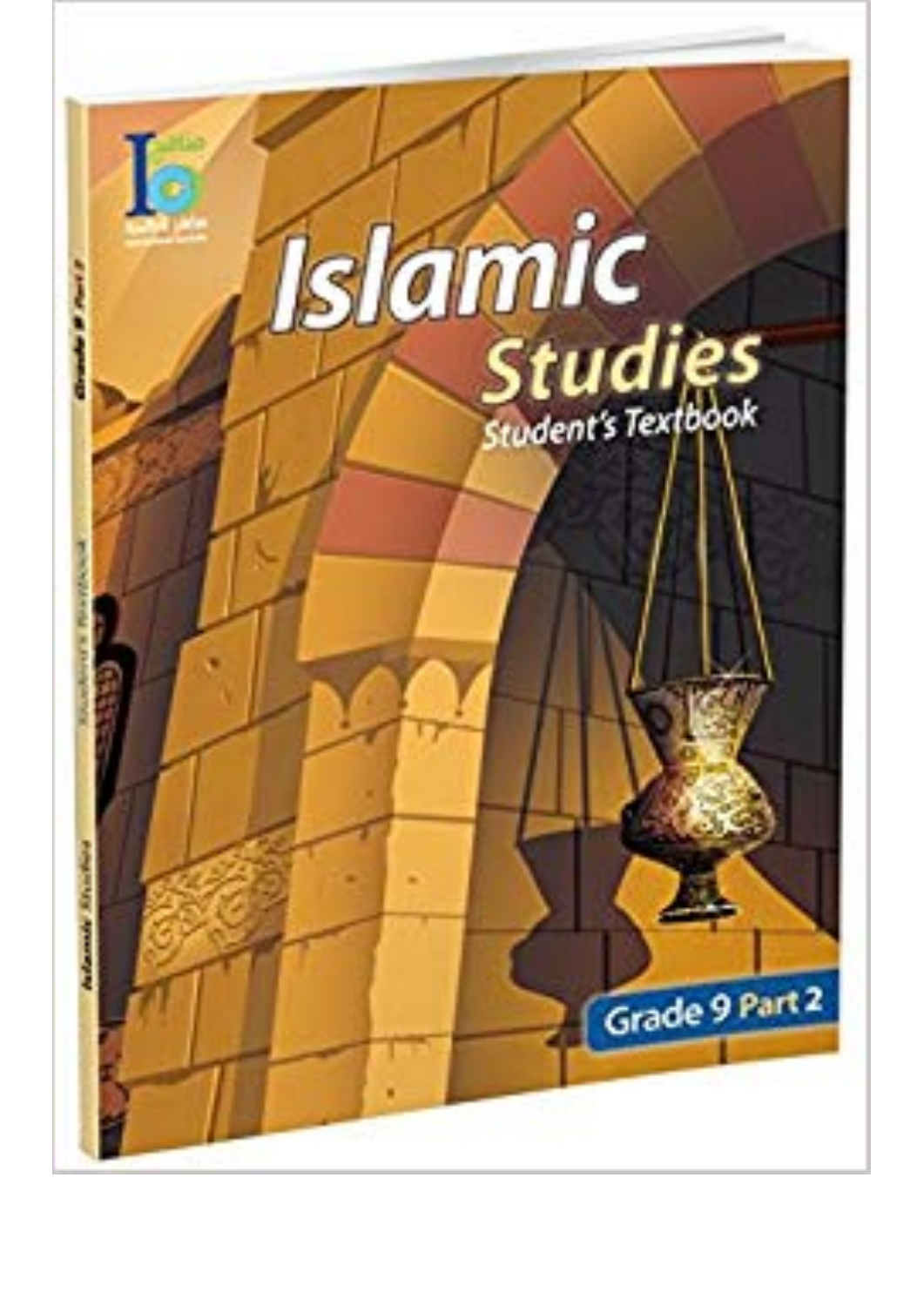# Islamic Studies

## Student's Textbook

Grade 9 Part 2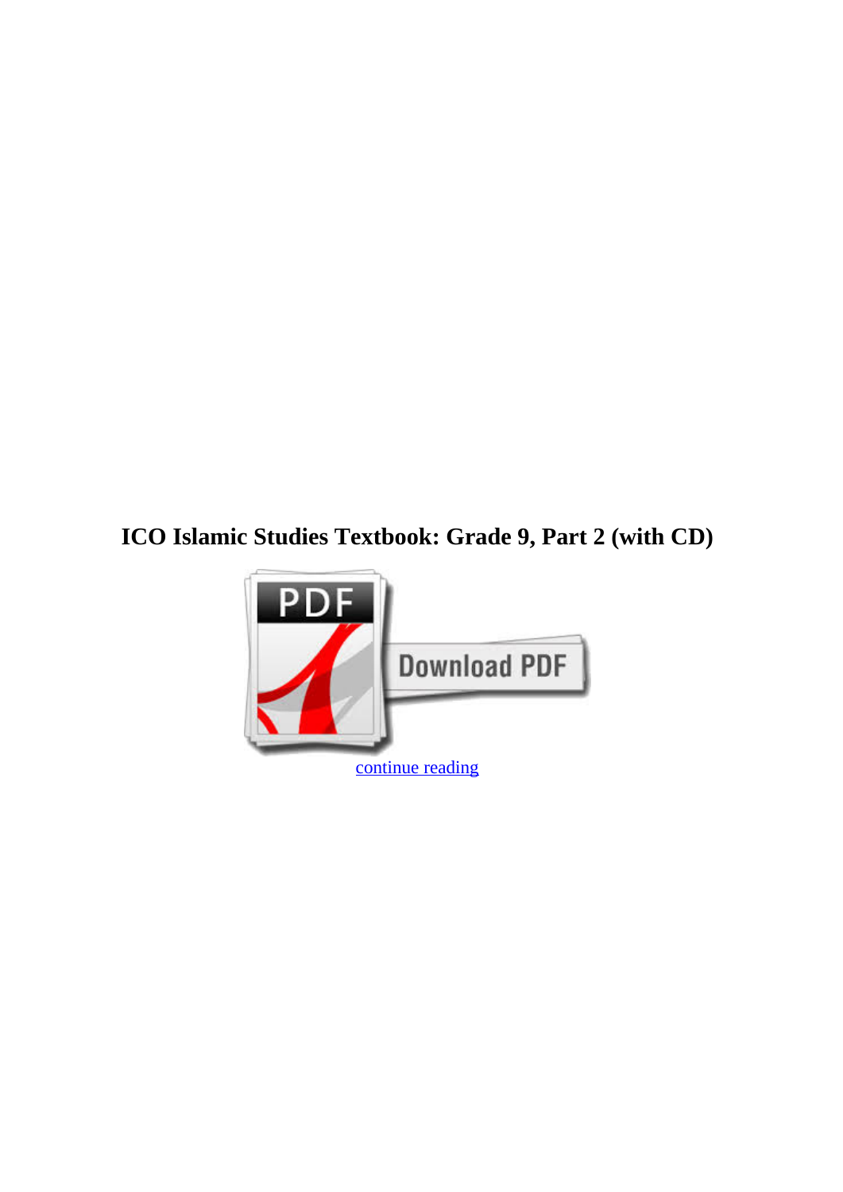# ICO Islamic Studies Textbook: Grade 9, Part 2 (with CD)

continue reading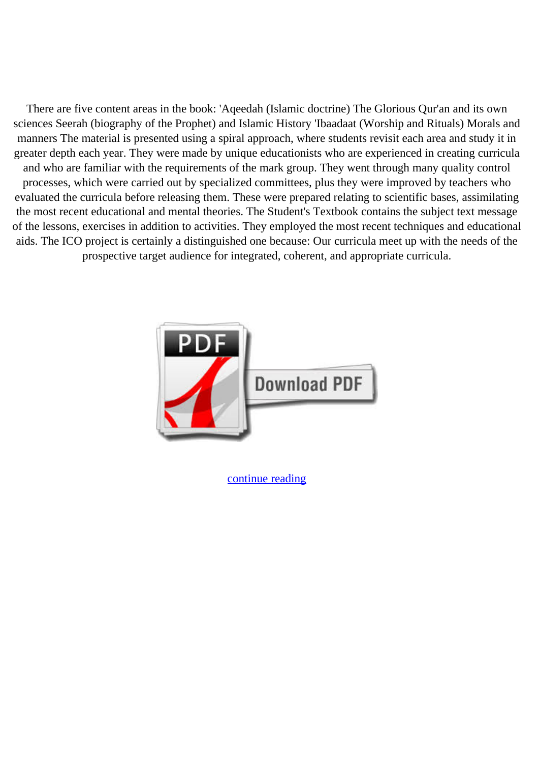There are five content areas in the book: 'Aqeedah (Islamic doctrine) The Glorious Qur'an and its own sciences Seerah (biography of the Prophet) and Islamic History 'Ibaadaat (Worship and Rituals) Morals and manners The material is presented using a spiral approach, where students revisit each area and study it in greater depth each year. They were made by unique educationists who are experienced in creating curricula and who are familiar with the requirements of the mark group. They went through many quality control processes, which were carried out by specialized committees, plus they were improved by teachers who evaluated the curricula before releasing them. These were prepared relating to scientific bases, assimilating the most recent educational and mental theories. The Student's Textbook contains the subject text message of the lessons, exercises in addition to activities. They employed the most recent techniques and educational aids. The ICO project is certainly a distinguished one because: Our curricula meet up with the needs of the prospective target audience for integrated, coherent, and appropriate curricula.

continue reading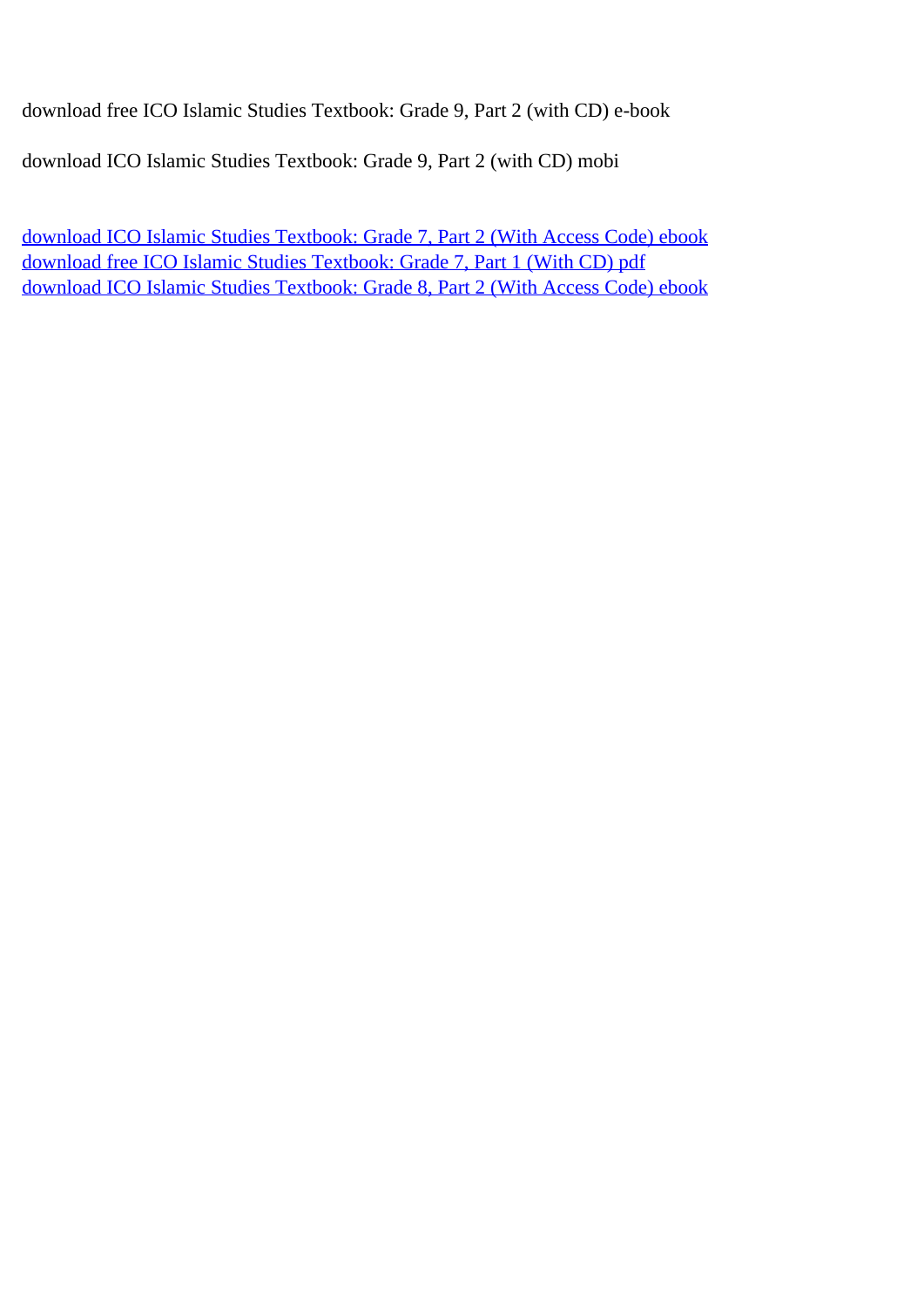download free ICO Islamic Studies Textbook: Grade 9, Part 2 (with CD) e-book

download ICO Islamic Studies Textbook: Grade 9, Part 2 (with CD) mobi

download ICO Islamic Studies Textbook: Grade 7, Part 2 (With Access Code) ebook
download free ICO Islamic Studies Textbook: Grade 7, Part 1 (With CD) pdf
download ICO Islamic Studies Textbook: Grade 8, Part 2 (With Access Code) ebook